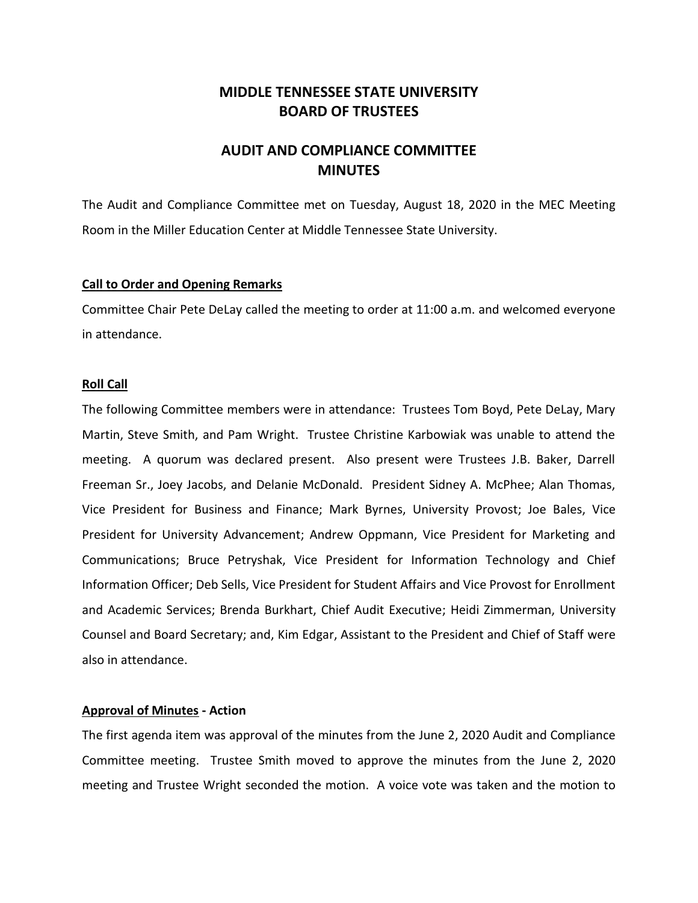# MIDDLE TENNESSEE STATE UNIVERSITY
# BOARD OF TRUSTEES

## AUDIT AND COMPLIANCE COMMITTEE
## MINUTES

The Audit and Compliance Committee met on Tuesday, August 18, 2020 in the MEC Meeting Room in the Miller Education Center at Middle Tennessee State University.

**Call to Order and Opening Remarks**

Committee Chair Pete DeLay called the meeting to order at 11:00 a.m. and welcomed everyone in attendance.

**Roll Call**

The following Committee members were in attendance: Trustees Tom Boyd, Pete DeLay, Mary Martin, Steve Smith, and Pam Wright. Trustee Christine Karbowiak was unable to attend the meeting. A quorum was declared present. Also present were Trustees J.B. Baker, Darrell Freeman Sr., Joey Jacobs, and Delanie McDonald. President Sidney A. McPhee; Alan Thomas, Vice President for Business and Finance; Mark Byrnes, University Provost; Joe Bales, Vice President for University Advancement; Andrew Oppmann, Vice President for Marketing and Communications; Bruce Petryshak, Vice President for Information Technology and Chief Information Officer; Deb Sells, Vice President for Student Affairs and Vice Provost for Enrollment and Academic Services; Brenda Burkhart, Chief Audit Executive; Heidi Zimmerman, University Counsel and Board Secretary; and, Kim Edgar, Assistant to the President and Chief of Staff were also in attendance.

**Approval of Minutes - Action**

The first agenda item was approval of the minutes from the June 2, 2020 Audit and Compliance Committee meeting. Trustee Smith moved to approve the minutes from the June 2, 2020 meeting and Trustee Wright seconded the motion. A voice vote was taken and the motion to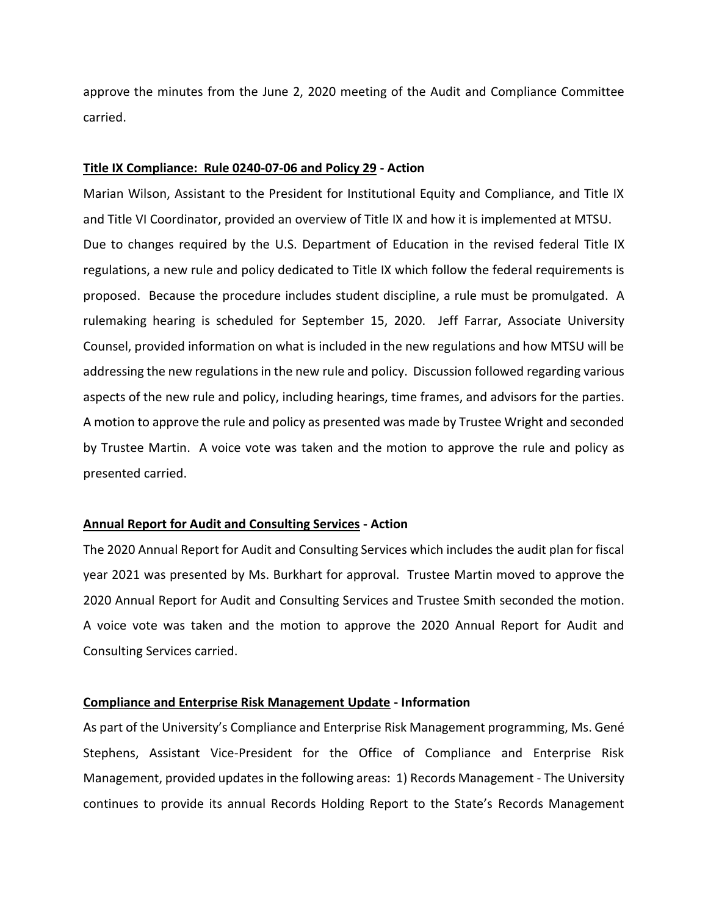approve the minutes from the June 2, 2020 meeting of the Audit and Compliance Committee carried.

**<u>Title IX Compliance: Rule 0240-07-06 and Policy 29</u> - Action**

Marian Wilson, Assistant to the President for Institutional Equity and Compliance, and Title IX and Title VI Coordinator, provided an overview of Title IX and how it is implemented at MTSU. Due to changes required by the U.S. Department of Education in the revised federal Title IX regulations, a new rule and policy dedicated to Title IX which follow the federal requirements is proposed. Because the procedure includes student discipline, a rule must be promulgated. A rulemaking hearing is scheduled for September 15, 2020. Jeff Farrar, Associate University Counsel, provided information on what is included in the new regulations and how MTSU will be addressing the new regulations in the new rule and policy. Discussion followed regarding various aspects of the new rule and policy, including hearings, time frames, and advisors for the parties. A motion to approve the rule and policy as presented was made by Trustee Wright and seconded by Trustee Martin. A voice vote was taken and the motion to approve the rule and policy as presented carried.

**<u>Annual Report for Audit and Consulting Services</u> - Action**

The 2020 Annual Report for Audit and Consulting Services which includes the audit plan for fiscal year 2021 was presented by Ms. Burkhart for approval. Trustee Martin moved to approve the 2020 Annual Report for Audit and Consulting Services and Trustee Smith seconded the motion. A voice vote was taken and the motion to approve the 2020 Annual Report for Audit and Consulting Services carried.

**<u>Compliance and Enterprise Risk Management Update</u> - Information**

As part of the University's Compliance and Enterprise Risk Management programming, Ms. Gené Stephens, Assistant Vice-President for the Office of Compliance and Enterprise Risk Management, provided updates in the following areas: 1) Records Management - The University continues to provide its annual Records Holding Report to the State's Records Management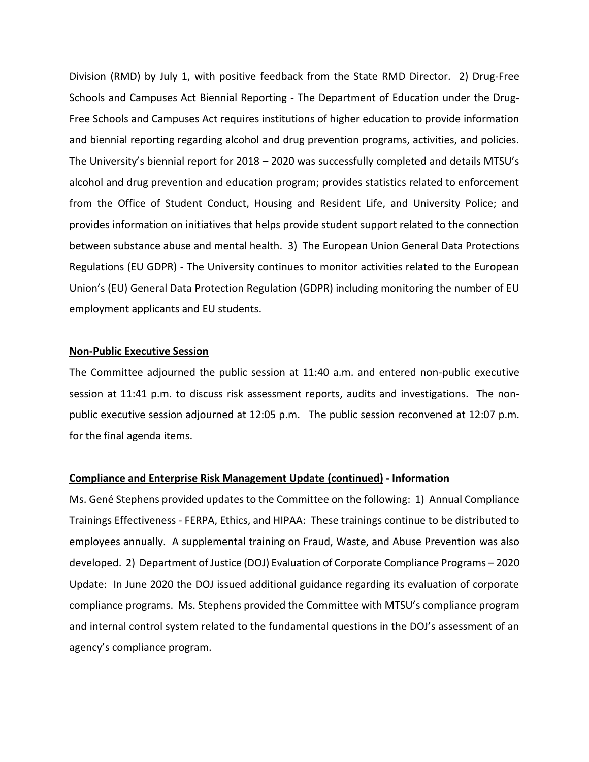Division (RMD) by July 1, with positive feedback from the State RMD Director. 2) Drug-Free Schools and Campuses Act Biennial Reporting - The Department of Education under the Drug-Free Schools and Campuses Act requires institutions of higher education to provide information and biennial reporting regarding alcohol and drug prevention programs, activities, and policies. The University's biennial report for 2018 – 2020 was successfully completed and details MTSU's alcohol and drug prevention and education program; provides statistics related to enforcement from the Office of Student Conduct, Housing and Resident Life, and University Police; and provides information on initiatives that helps provide student support related to the connection between substance abuse and mental health. 3) The European Union General Data Protections Regulations (EU GDPR) - The University continues to monitor activities related to the European Union's (EU) General Data Protection Regulation (GDPR) including monitoring the number of EU employment applicants and EU students.

**Non-Public Executive Session**

The Committee adjourned the public session at 11:40 a.m. and entered non-public executive session at 11:41 p.m. to discuss risk assessment reports, audits and investigations. The non-public executive session adjourned at 12:05 p.m. The public session reconvened at 12:07 p.m. for the final agenda items.

**Compliance and Enterprise Risk Management Update (continued) - Information**

Ms. Gené Stephens provided updates to the Committee on the following: 1) Annual Compliance Trainings Effectiveness - FERPA, Ethics, and HIPAA: These trainings continue to be distributed to employees annually. A supplemental training on Fraud, Waste, and Abuse Prevention was also developed. 2) Department of Justice (DOJ) Evaluation of Corporate Compliance Programs – 2020 Update: In June 2020 the DOJ issued additional guidance regarding its evaluation of corporate compliance programs. Ms. Stephens provided the Committee with MTSU's compliance program and internal control system related to the fundamental questions in the DOJ's assessment of an agency's compliance program.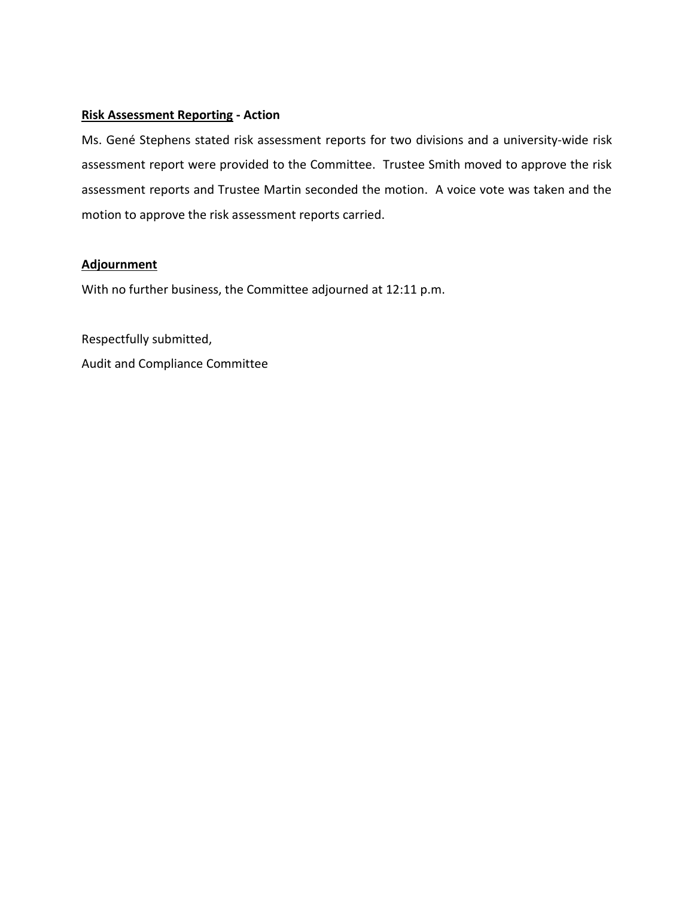**<u>Risk Assessment Reporting</u> - Action**

Ms. Gené Stephens stated risk assessment reports for two divisions and a university-wide risk assessment report were provided to the Committee. Trustee Smith moved to approve the risk assessment reports and Trustee Martin seconded the motion. A voice vote was taken and the motion to approve the risk assessment reports carried.

**<u>Adjournment</u>**

With no further business, the Committee adjourned at 12:11 p.m.

Respectfully submitted,

Audit and Compliance Committee